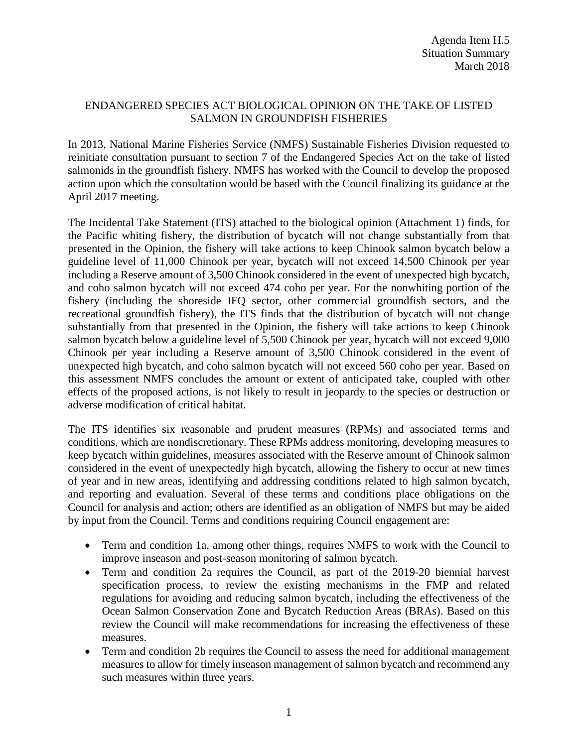Agenda Item H.5
Situation Summary
March 2018

# ENDANGERED SPECIES ACT BIOLOGICAL OPINION ON THE TAKE OF LISTED SALMON IN GROUNDFISH FISHERIES

In 2013, National Marine Fisheries Service (NMFS) Sustainable Fisheries Division requested to reinitiate consultation pursuant to section 7 of the Endangered Species Act on the take of listed salmonids in the groundfish fishery. NMFS has worked with the Council to develop the proposed action upon which the consultation would be based with the Council finalizing its guidance at the April 2017 meeting.

The Incidental Take Statement (ITS) attached to the biological opinion (Attachment 1) finds, for the Pacific whiting fishery, the distribution of bycatch will not change substantially from that presented in the Opinion, the fishery will take actions to keep Chinook salmon bycatch below a guideline level of 11,000 Chinook per year, bycatch will not exceed 14,500 Chinook per year including a Reserve amount of 3,500 Chinook considered in the event of unexpected high bycatch, and coho salmon bycatch will not exceed 474 coho per year. For the nonwhiting portion of the fishery (including the shoreside IFQ sector, other commercial groundfish sectors, and the recreational groundfish fishery), the ITS finds that the distribution of bycatch will not change substantially from that presented in the Opinion, the fishery will take actions to keep Chinook salmon bycatch below a guideline level of 5,500 Chinook per year, bycatch will not exceed 9,000 Chinook per year including a Reserve amount of 3,500 Chinook considered in the event of unexpected high bycatch, and coho salmon bycatch will not exceed 560 coho per year. Based on this assessment NMFS concludes the amount or extent of anticipated take, coupled with other effects of the proposed actions, is not likely to result in jeopardy to the species or destruction or adverse modification of critical habitat.

The ITS identifies six reasonable and prudent measures (RPMs) and associated terms and conditions, which are nondiscretionary. These RPMs address monitoring, developing measures to keep bycatch within guidelines, measures associated with the Reserve amount of Chinook salmon considered in the event of unexpectedly high bycatch, allowing the fishery to occur at new times of year and in new areas, identifying and addressing conditions related to high salmon bycatch, and reporting and evaluation. Several of these terms and conditions place obligations on the Council for analysis and action; others are identified as an obligation of NMFS but may be aided by input from the Council. Terms and conditions requiring Council engagement are:

- Term and condition 1a, among other things, requires NMFS to work with the Council to improve inseason and post-season monitoring of salmon bycatch.
- Term and condition 2a requires the Council, as part of the 2019-20 biennial harvest specification process, to review the existing mechanisms in the FMP and related regulations for avoiding and reducing salmon bycatch, including the effectiveness of the Ocean Salmon Conservation Zone and Bycatch Reduction Areas (BRAs). Based on this review the Council will make recommendations for increasing the effectiveness of these measures.
- Term and condition 2b requires the Council to assess the need for additional management measures to allow for timely inseason management of salmon bycatch and recommend any such measures within three years.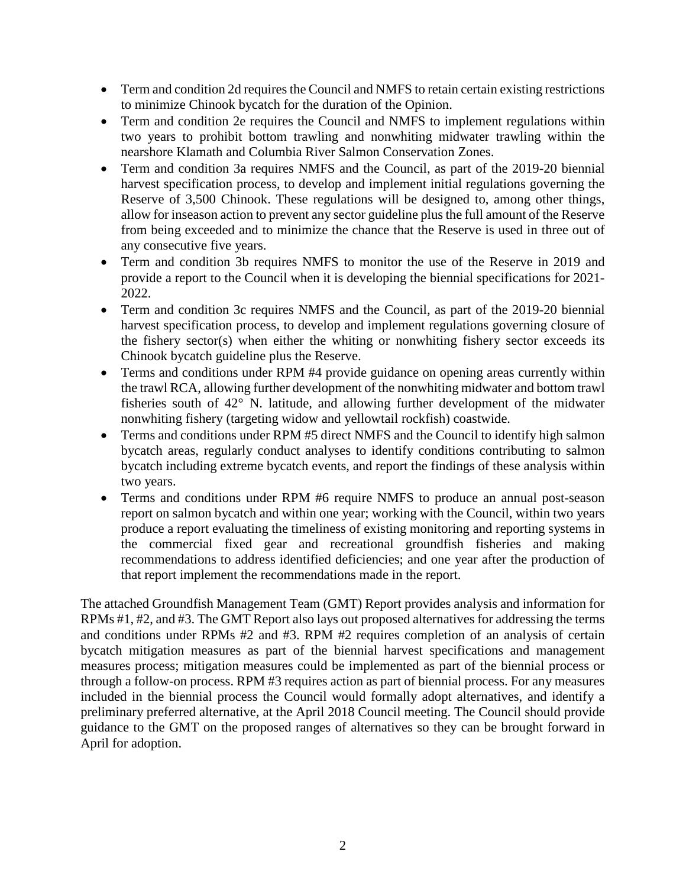- Term and condition 2d requires the Council and NMFS to retain certain existing restrictions to minimize Chinook bycatch for the duration of the Opinion.
- Term and condition 2e requires the Council and NMFS to implement regulations within two years to prohibit bottom trawling and nonwhiting midwater trawling within the nearshore Klamath and Columbia River Salmon Conservation Zones.
- Term and condition 3a requires NMFS and the Council, as part of the 2019-20 biennial harvest specification process, to develop and implement initial regulations governing the Reserve of 3,500 Chinook. These regulations will be designed to, among other things, allow for inseason action to prevent any sector guideline plus the full amount of the Reserve from being exceeded and to minimize the chance that the Reserve is used in three out of any consecutive five years.
- Term and condition 3b requires NMFS to monitor the use of the Reserve in 2019 and provide a report to the Council when it is developing the biennial specifications for 2021-2022.
- Term and condition 3c requires NMFS and the Council, as part of the 2019-20 biennial harvest specification process, to develop and implement regulations governing closure of the fishery sector(s) when either the whiting or nonwhiting fishery sector exceeds its Chinook bycatch guideline plus the Reserve.
- Terms and conditions under RPM #4 provide guidance on opening areas currently within the trawl RCA, allowing further development of the nonwhiting midwater and bottom trawl fisheries south of 42° N. latitude, and allowing further development of the midwater nonwhiting fishery (targeting widow and yellowtail rockfish) coastwide.
- Terms and conditions under RPM #5 direct NMFS and the Council to identify high salmon bycatch areas, regularly conduct analyses to identify conditions contributing to salmon bycatch including extreme bycatch events, and report the findings of these analysis within two years.
- Terms and conditions under RPM #6 require NMFS to produce an annual post-season report on salmon bycatch and within one year; working with the Council, within two years produce a report evaluating the timeliness of existing monitoring and reporting systems in the commercial fixed gear and recreational groundfish fisheries and making recommendations to address identified deficiencies; and one year after the production of that report implement the recommendations made in the report.

The attached Groundfish Management Team (GMT) Report provides analysis and information for RPMs #1, #2, and #3. The GMT Report also lays out proposed alternatives for addressing the terms and conditions under RPMs #2 and #3. RPM #2 requires completion of an analysis of certain bycatch mitigation measures as part of the biennial harvest specifications and management measures process; mitigation measures could be implemented as part of the biennial process or through a follow-on process. RPM #3 requires action as part of biennial process. For any measures included in the biennial process the Council would formally adopt alternatives, and identify a preliminary preferred alternative, at the April 2018 Council meeting. The Council should provide guidance to the GMT on the proposed ranges of alternatives so they can be brought forward in April for adoption.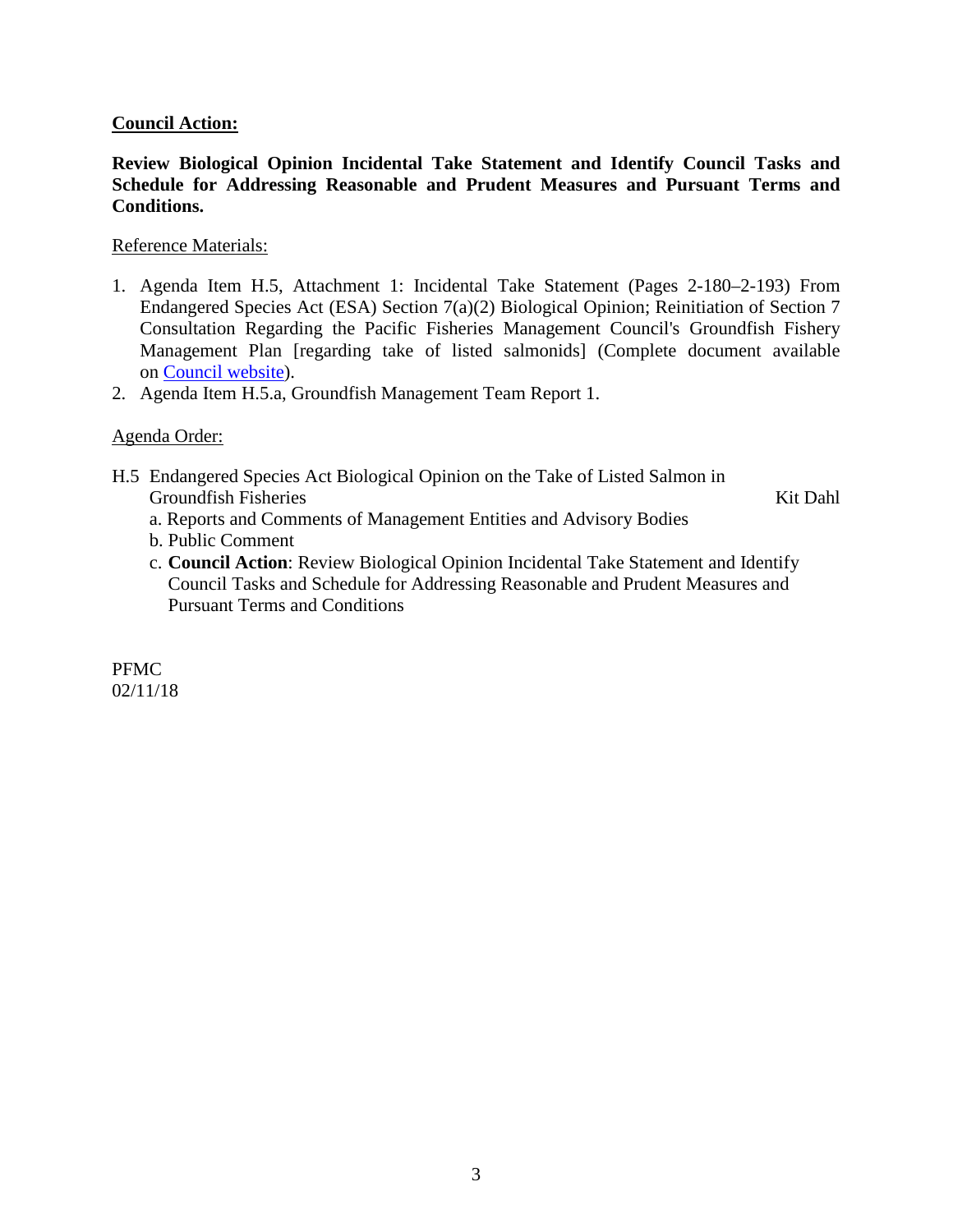**Council Action:**

**Review Biological Opinion Incidental Take Statement and Identify Council Tasks and Schedule for Addressing Reasonable and Prudent Measures and Pursuant Terms and Conditions.**

Reference Materials:

1. Agenda Item H.5, Attachment 1: Incidental Take Statement (Pages 2-180–2-193) From Endangered Species Act (ESA) Section 7(a)(2) Biological Opinion; Reinitiation of Section 7 Consultation Regarding the Pacific Fisheries Management Council's Groundfish Fishery Management Plan [regarding take of listed salmonids] (Complete document available on Council website).
2. Agenda Item H.5.a, Groundfish Management Team Report 1.

Agenda Order:

H.5 Endangered Species Act Biological Opinion on the Take of Listed Salmon in Groundfish Fisheries — Kit Dahl

a. Reports and Comments of Management Entities and Advisory Bodies
b. Public Comment
c. **Council Action**: Review Biological Opinion Incidental Take Statement and Identify Council Tasks and Schedule for Addressing Reasonable and Prudent Measures and Pursuant Terms and Conditions

PFMC
02/11/18